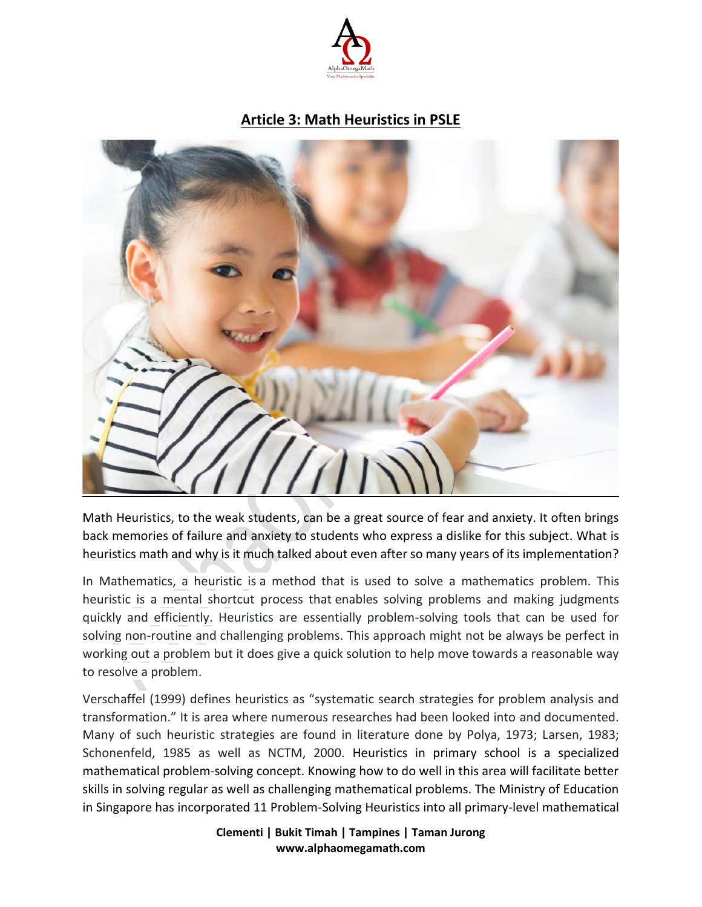# Article 3: Math Heuristics in PSLE

Math Heuristics, to the weak students, can be a great source of fear and anxiety. It often brings back memories of failure and anxiety to students who express a dislike for this subject. What is heuristics math and why is it much talked about even after so many years of its implementation?

In Mathematics, a heuristic is a method that is used to solve a mathematics problem. This heuristic is a mental shortcut process that enables solving problems and making judgments quickly and efficiently. Heuristics are essentially problem-solving tools that can be used for solving non-routine and challenging problems. This approach might not be always be perfect in working out a problem but it does give a quick solution to help move towards a reasonable way to resolve a problem.

Verschaffel (1999) defines heuristics as "systematic search strategies for problem analysis and transformation." It is area where numerous researches had been looked into and documented. Many of such heuristic strategies are found in literature done by Polya, 1973; Larsen, 1983; Schonenfeld, 1985 as well as NCTM, 2000. Heuristics in primary school is a specialized mathematical problem-solving concept. Knowing how to do well in this area will facilitate better skills in solving regular as well as challenging mathematical problems. The Ministry of Education in Singapore has incorporated 11 Problem-Solving Heuristics into all primary-level mathematical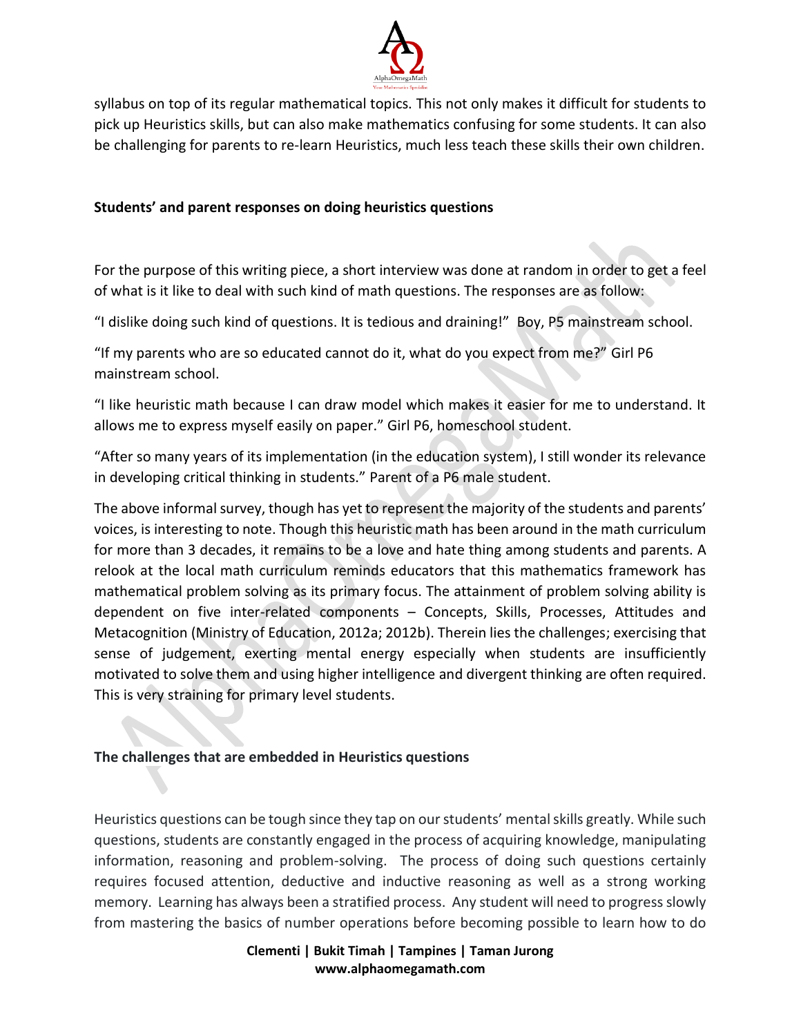syllabus on top of its regular mathematical topics. This not only makes it difficult for students to pick up Heuristics skills, but can also make mathematics confusing for some students. It can also be challenging for parents to re-learn Heuristics, much less teach these skills their own children.

**Students' and parent responses on doing heuristics questions**

For the purpose of this writing piece, a short interview was done at random in order to get a feel of what is it like to deal with such kind of math questions. The responses are as follow:

"I dislike doing such kind of questions. It is tedious and draining!" Boy, P5 mainstream school.

"If my parents who are so educated cannot do it, what do you expect from me?" Girl P6 mainstream school.

"I like heuristic math because I can draw model which makes it easier for me to understand. It allows me to express myself easily on paper." Girl P6, homeschool student.

"After so many years of its implementation (in the education system), I still wonder its relevance in developing critical thinking in students." Parent of a P6 male student.

The above informal survey, though has yet to represent the majority of the students and parents' voices, is interesting to note. Though this heuristic math has been around in the math curriculum for more than 3 decades, it remains to be a love and hate thing among students and parents. A relook at the local math curriculum reminds educators that this mathematics framework has mathematical problem solving as its primary focus. The attainment of problem solving ability is dependent on five inter-related components – Concepts, Skills, Processes, Attitudes and Metacognition (Ministry of Education, 2012a; 2012b). Therein lies the challenges; exercising that sense of judgement, exerting mental energy especially when students are insufficiently motivated to solve them and using higher intelligence and divergent thinking are often required. This is very straining for primary level students.

**The challenges that are embedded in Heuristics questions**

Heuristics questions can be tough since they tap on our students' mental skills greatly. While such questions, students are constantly engaged in the process of acquiring knowledge, manipulating information, reasoning and problem-solving. The process of doing such questions certainly requires focused attention, deductive and inductive reasoning as well as a strong working memory. Learning has always been a stratified process. Any student will need to progress slowly from mastering the basics of number operations before becoming possible to learn how to do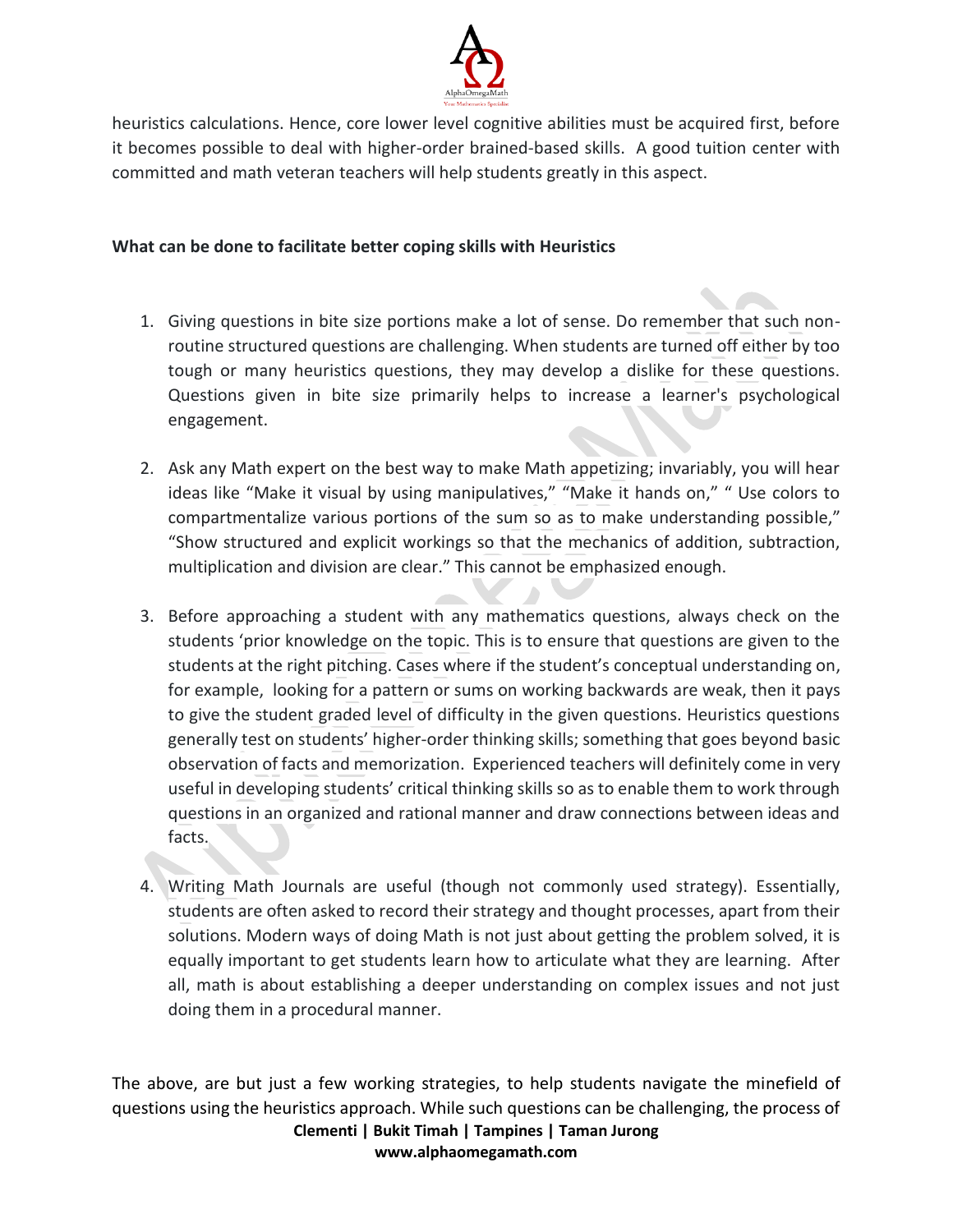heuristics calculations. Hence, core lower level cognitive abilities must be acquired first, before it becomes possible to deal with higher-order brained-based skills. A good tuition center with committed and math veteran teachers will help students greatly in this aspect.

**What can be done to facilitate better coping skills with Heuristics**

1. Giving questions in bite size portions make a lot of sense. Do remember that such non-routine structured questions are challenging. When students are turned off either by too tough or many heuristics questions, they may develop a dislike for these questions. Questions given in bite size primarily helps to increase a learner's psychological engagement.

2. Ask any Math expert on the best way to make Math appetizing; invariably, you will hear ideas like "Make it visual by using manipulatives," "Make it hands on," " Use colors to compartmentalize various portions of the sum so as to make understanding possible," "Show structured and explicit workings so that the mechanics of addition, subtraction, multiplication and division are clear." This cannot be emphasized enough.

3. Before approaching a student with any mathematics questions, always check on the students 'prior knowledge on the topic. This is to ensure that questions are given to the students at the right pitching. Cases where if the student's conceptual understanding on, for example, looking for a pattern or sums on working backwards are weak, then it pays to give the student graded level of difficulty in the given questions. Heuristics questions generally test on students' higher-order thinking skills; something that goes beyond basic observation of facts and memorization. Experienced teachers will definitely come in very useful in developing students' critical thinking skills so as to enable them to work through questions in an organized and rational manner and draw connections between ideas and facts.

4. Writing Math Journals are useful (though not commonly used strategy). Essentially, students are often asked to record their strategy and thought processes, apart from their solutions. Modern ways of doing Math is not just about getting the problem solved, it is equally important to get students learn how to articulate what they are learning. After all, math is about establishing a deeper understanding on complex issues and not just doing them in a procedural manner.

The above, are but just a few working strategies, to help students navigate the minefield of questions using the heuristics approach. While such questions can be challenging, the process of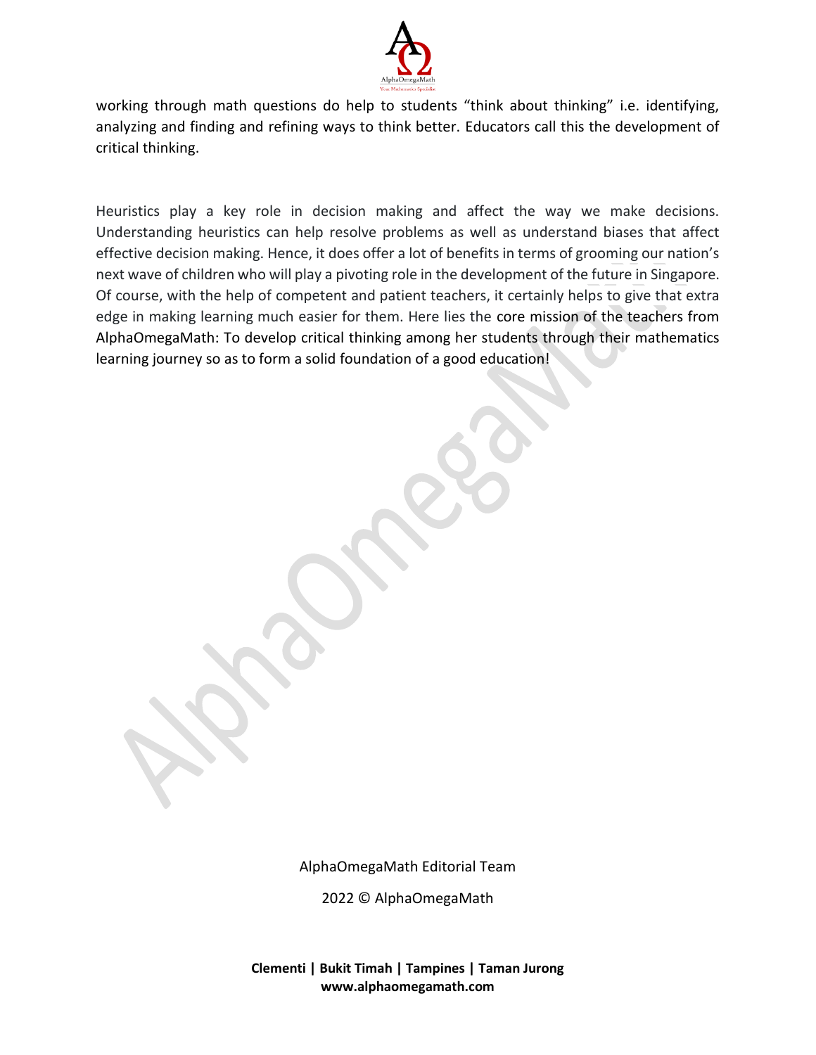working through math questions do help to students "think about thinking" i.e. identifying, analyzing and finding and refining ways to think better. Educators call this the development of critical thinking.

Heuristics play a key role in decision making and affect the way we make decisions. Understanding heuristics can help resolve problems as well as understand biases that affect effective decision making. Hence, it does offer a lot of benefits in terms of grooming our nation's next wave of children who will play a pivoting role in the development of the future in Singapore. Of course, with the help of competent and patient teachers, it certainly helps to give that extra edge in making learning much easier for them. Here lies the core mission of the teachers from AlphaOmegaMath: To develop critical thinking among her students through their mathematics learning journey so as to form a solid foundation of a good education!

AlphaOmegaMath Editorial Team

2022 © AlphaOmegaMath

**Clementi | Bukit Timah | Tampines | Taman Jurong**
**www.alphaomegamath.com**